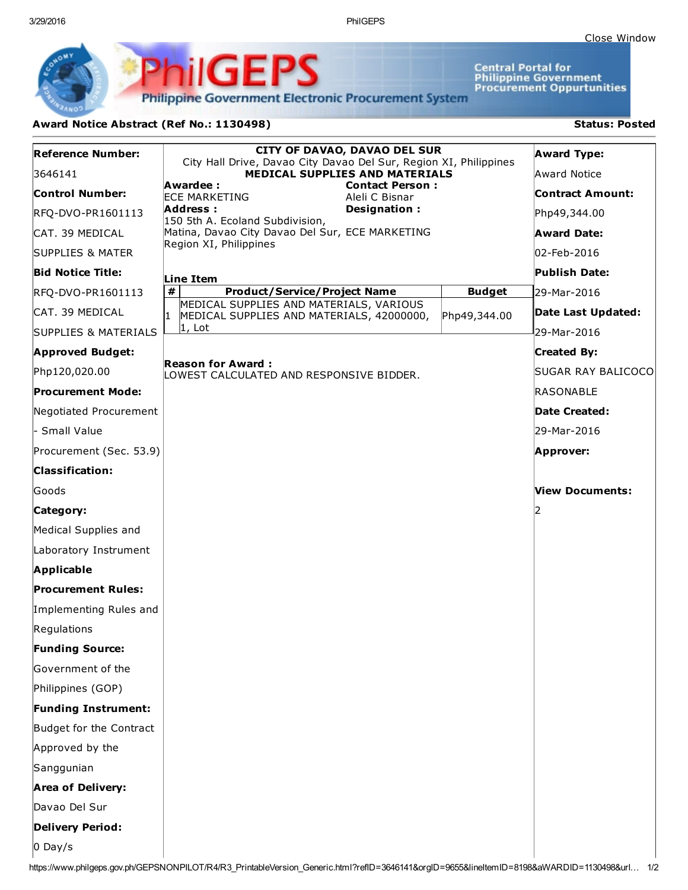Close Window

# PhilGEPS

Philippine Government Electronic Procurement System

Central Portal for Philippine Government Procurement Oppurtunities

**Award Notice Abstract (Ref No.: 1130498)**

**Status: Posted**

**Reference Number:**
3646141

**Control Number:**
RFQ-DVO-PR1601113 CAT. 39 MEDICAL SUPPLIES & MATER

**Bid Notice Title:**
RFQ-DVO-PR1601113 CAT. 39 MEDICAL SUPPLIES & MATERIALS

**Approved Budget:**
Php120,020.00

**Procurement Mode:**
Negotiated Procurement - Small Value Procurement (Sec. 53.9)

**Classification:**
Goods

**Category:**
Medical Supplies and Laboratory Instrument

**Applicable Procurement Rules:**
Implementing Rules and Regulations

**Funding Source:**
Government of the Philippines (GOP)

**Funding Instrument:**
Budget for the Contract Approved by the Sanggunian

**Area of Delivery:**
Davao Del Sur

**Delivery Period:**
0 Day/s

**CITY OF DAVAO, DAVAO DEL SUR**
City Hall Drive, Davao City Davao Del Sur, Region XI, Philippines
**MEDICAL SUPPLIES AND MATERIALS**

**Awardee :**
ECE MARKETING

**Address :**
150 5th A. Ecoland Subdivision, Matina, Davao City Davao Del Sur, Region XI, Philippines

**Contact Person :**
Aleli C Bisnar

**Designation :**
ECE MARKETING

**Line Item**

| # | Product/Service/Project Name | Budget |
|---|---|---|
| 1 | MEDICAL SUPPLIES AND MATERIALS, VARIOUS MEDICAL SUPPLIES AND MATERIALS, 42000000, 1, Lot | Php49,344.00 |

**Reason for Award :**
LOWEST CALCULATED AND RESPONSIVE BIDDER.

**Award Type:**
Award Notice

**Contract Amount:**
Php49,344.00

**Award Date:**
02-Feb-2016

**Publish Date:**
29-Mar-2016

**Date Last Updated:**
29-Mar-2016

**Created By:**
SUGAR RAY BALICOCO RASONABLE

**Date Created:**
29-Mar-2016

**Approver:**

**View Documents:**
2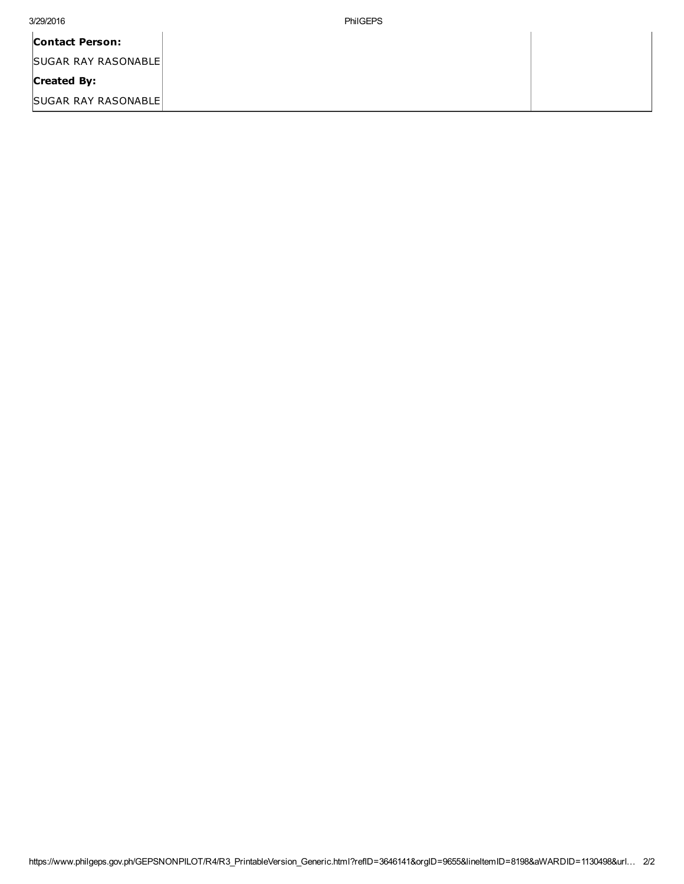| | | |
|---|---|---|
| **Contact Person:** | | |
| SUGAR RAY RASONABLE | | |
| **Created By:** | | |
| SUGAR RAY RASONABLE | | |